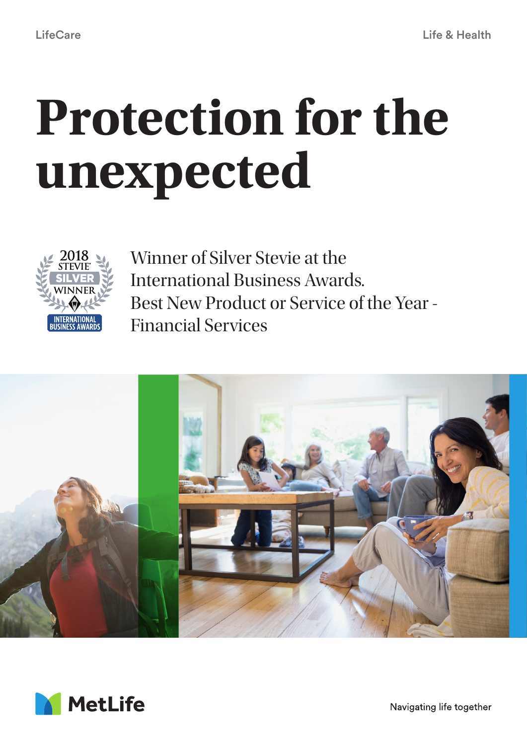LifeCare

Life & Health

# Protection for the unexpected

Winner of Silver Stevie at the International Business Awards.
Best New Product or Service of the Year - Financial Services

MetLife

Navigating life together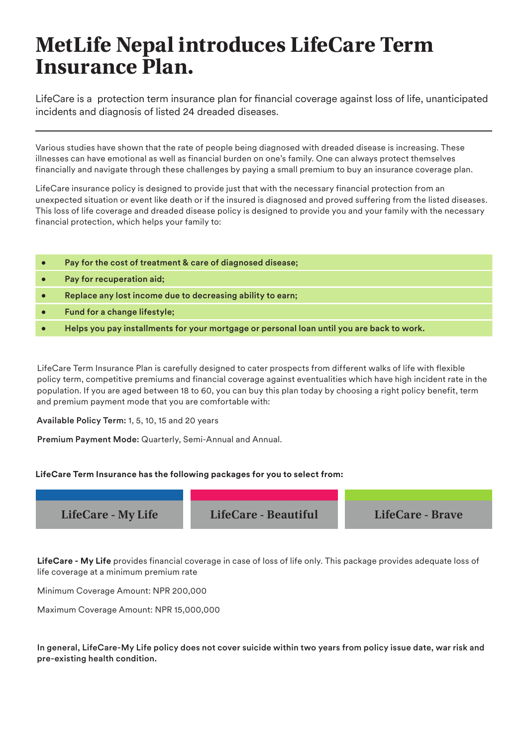# MetLife Nepal introduces LifeCare Term Insurance Plan.

LifeCare is a protection term insurance plan for financial coverage against loss of life, unanticipated incidents and diagnosis of listed 24 dreaded diseases.

---

Various studies have shown that the rate of people being diagnosed with dreaded disease is increasing. These illnesses can have emotional as well as financial burden on one's family. One can always protect themselves financially and navigate through these challenges by paying a small premium to buy an insurance coverage plan.

LifeCare insurance policy is designed to provide just that with the necessary financial protection from an unexpected situation or event like death or if the insured is diagnosed and proved suffering from the listed diseases. This loss of life coverage and dreaded disease policy is designed to provide you and your family with the necessary financial protection, which helps your family to:

- **Pay for the cost of treatment & care of diagnosed disease;**
- **Pay for recuperation aid;**
- **Replace any lost income due to decreasing ability to earn;**
- **Fund for a change lifestyle;**
- **Helps you pay installments for your mortgage or personal loan until you are back to work.**

LifeCare Term Insurance Plan is carefully designed to cater prospects from different walks of life with flexible policy term, competitive premiums and financial coverage against eventualities which have high incident rate in the population. If you are aged between 18 to 60, you can buy this plan today by choosing a right policy benefit, term and premium payment mode that you are comfortable with:

**Available Policy Term:** 1, 5, 10, 15 and 20 years

**Premium Payment Mode:** Quarterly, Semi-Annual and Annual.

**LifeCare Term Insurance has the following packages for you to select from:**

| LifeCare - My Life | LifeCare - Beautiful | LifeCare - Brave |
|---|---|---|

**LifeCare - My Life** provides financial coverage in case of loss of life only. This package provides adequate loss of life coverage at a minimum premium rate

Minimum Coverage Amount: NPR 200,000

Maximum Coverage Amount: NPR 15,000,000

**In general, LifeCare-My Life policy does not cover suicide within two years from policy issue date, war risk and pre-existing health condition.**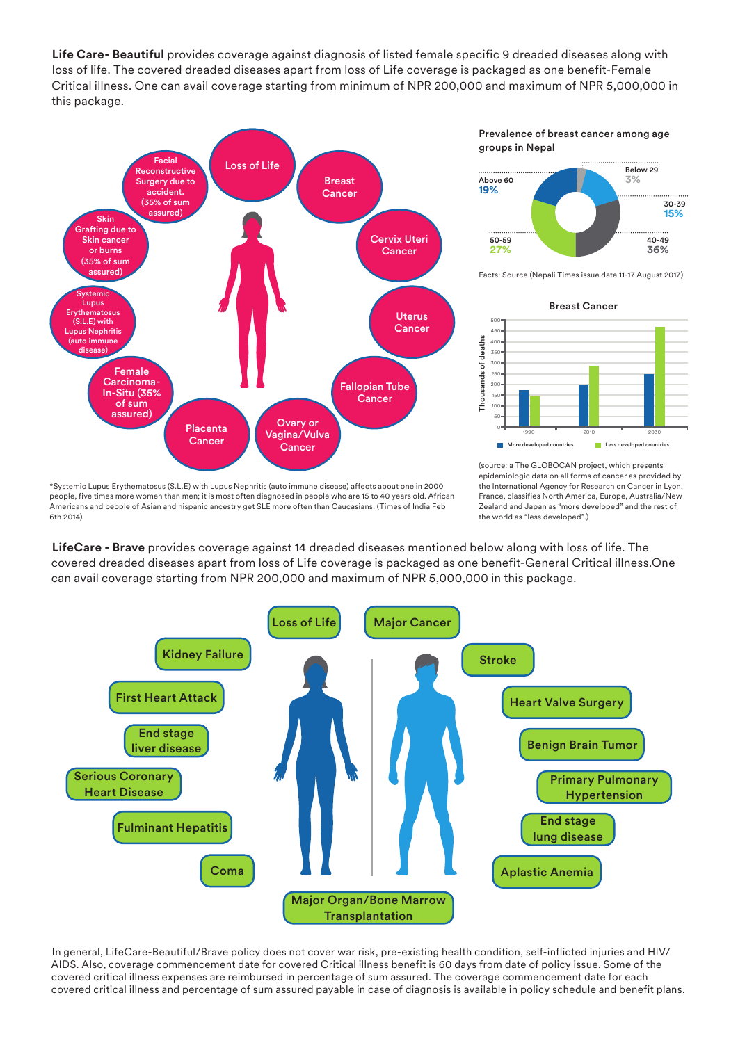**Life Care- Beautiful** provides coverage against diagnosis of listed female specific 9 dreaded diseases along with loss of life. The covered dreaded diseases apart from loss of Life coverage is packaged as one benefit-Female Critical illness. One can avail coverage starting from minimum of NPR 200,000 and maximum of NPR 5,000,000 in this package.

- Loss of Life
- Breast Cancer
- Cervix Uteri Cancer
- Uterus Cancer
- Fallopian Tube Cancer
- Ovary or Vagina/Vulva Cancer
- Placenta Cancer
- Female Carcinoma-In-Situ (35% of sum assured)
- Systemic Lupus Erythematosus (S.L.E) with Lupus Nephritis (auto immune disease)
- Skin Grafting due to Skin cancer or burns (35% of sum assured)
- Facial Reconstructive Surgery due to accident. (35% of sum assured)

**Prevalence of breast cancer among age groups in Nepal**

| Age group | Prevalence |
|---|---|
| Below 29 | 3% |
| 30-39 | 15% |
| 40-49 | 36% |
| 50-59 | 27% |
| Above 60 | 19% |

Facts: Source (Nepali Times issue date 11-17 August 2017)

**Breast Cancer**

Thousands of deaths

| Year | More developed countries | Less developed countries |
|---|---|---|
| 1990 | ~175 | ~145 |
| 2010 | ~195 | ~285 |
| 2030 | ~250 | ~465 |

(source: a The GLOBOCAN project, which presents epidemiologic data on all forms of cancer as provided by the International Agency for Research on Cancer in Lyon, France, classifies North America, Europe, Australia/New Zealand and Japan as "more developed" and the rest of the world as "less developed".)

*Systemic Lupus Erythematosus (S.L.E) with Lupus Nephritis (auto immune disease) affects about one in 2000 people, five times more women than men; it is most often diagnosed in people who are 15 to 40 years old. African Americans and people of Asian and hispanic ancestry get SLE more often than Caucasians. (Times of India Feb 6th 2014)

**LifeCare - Brave** provides coverage against 14 dreaded diseases mentioned below along with loss of life. The covered dreaded diseases apart from loss of Life coverage is packaged as one benefit-General Critical illness.One can avail coverage starting from NPR 200,000 and maximum of NPR 5,000,000 in this package.

- Loss of Life
- Major Cancer
- Kidney Failure
- Stroke
- First Heart Attack
- Heart Valve Surgery
- End stage liver disease
- Benign Brain Tumor
- Serious Coronary Heart Disease
- Primary Pulmonary Hypertension
- Fulminant Hepatitis
- End stage lung disease
- Coma
- Aplastic Anemia
- Major Organ/Bone Marrow Transplantation

In general, LifeCare-Beautiful/Brave policy does not cover war risk, pre-existing health condition, self-inflicted injuries and HIV/AIDS. Also, coverage commencement date for covered Critical illness benefit is 60 days from date of policy issue. Some of the covered critical illness expenses are reimbursed in percentage of sum assured. The coverage commencement date for each covered critical illness and percentage of sum assured payable in case of diagnosis is available in policy schedule and benefit plans.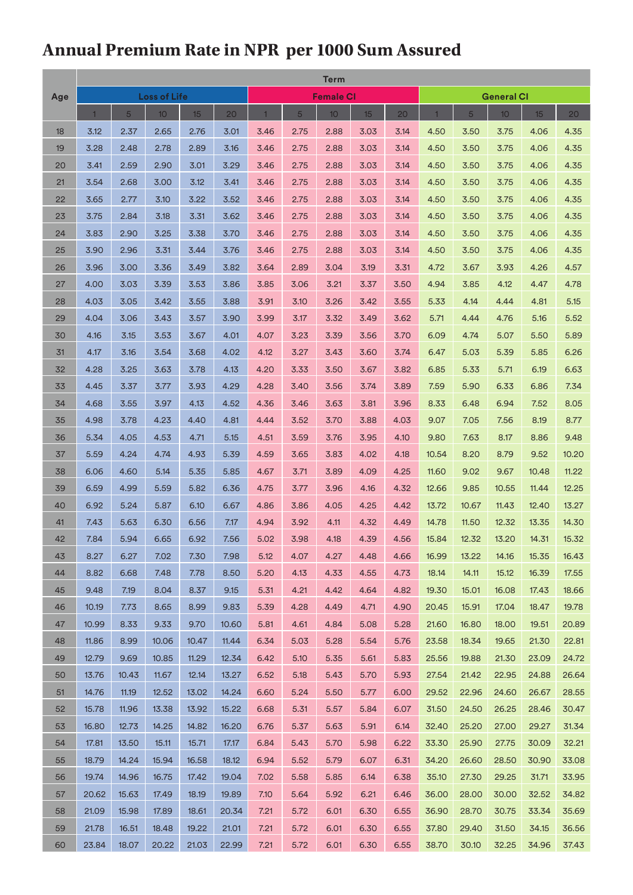# Annual Premium Rate in NPR per 1000 Sum Assured

| Age | Term | | | | | | | | | | | | | | |
|---|---|---|---|---|---|---|---|---|---|---|---|---|---|---|---|
| | Loss of Life | | | | | Female CI | | | | | General CI | | | | |
| | 1 | 5 | 10 | 15 | 20 | 1 | 5 | 10 | 15 | 20 | 1 | 5 | 10 | 15 | 20 |
| 18 | 3.12 | 2.37 | 2.65 | 2.76 | 3.01 | 3.46 | 2.75 | 2.88 | 3.03 | 3.14 | 4.50 | 3.50 | 3.75 | 4.06 | 4.35 |
| 19 | 3.28 | 2.48 | 2.78 | 2.89 | 3.16 | 3.46 | 2.75 | 2.88 | 3.03 | 3.14 | 4.50 | 3.50 | 3.75 | 4.06 | 4.35 |
| 20 | 3.41 | 2.59 | 2.90 | 3.01 | 3.29 | 3.46 | 2.75 | 2.88 | 3.03 | 3.14 | 4.50 | 3.50 | 3.75 | 4.06 | 4.35 |
| 21 | 3.54 | 2.68 | 3.00 | 3.12 | 3.41 | 3.46 | 2.75 | 2.88 | 3.03 | 3.14 | 4.50 | 3.50 | 3.75 | 4.06 | 4.35 |
| 22 | 3.65 | 2.77 | 3.10 | 3.22 | 3.52 | 3.46 | 2.75 | 2.88 | 3.03 | 3.14 | 4.50 | 3.50 | 3.75 | 4.06 | 4.35 |
| 23 | 3.75 | 2.84 | 3.18 | 3.31 | 3.62 | 3.46 | 2.75 | 2.88 | 3.03 | 3.14 | 4.50 | 3.50 | 3.75 | 4.06 | 4.35 |
| 24 | 3.83 | 2.90 | 3.25 | 3.38 | 3.70 | 3.46 | 2.75 | 2.88 | 3.03 | 3.14 | 4.50 | 3.50 | 3.75 | 4.06 | 4.35 |
| 25 | 3.90 | 2.96 | 3.31 | 3.44 | 3.76 | 3.46 | 2.75 | 2.88 | 3.03 | 3.14 | 4.50 | 3.50 | 3.75 | 4.06 | 4.35 |
| 26 | 3.96 | 3.00 | 3.36 | 3.49 | 3.82 | 3.64 | 2.89 | 3.04 | 3.19 | 3.31 | 4.72 | 3.67 | 3.93 | 4.26 | 4.57 |
| 27 | 4.00 | 3.03 | 3.39 | 3.53 | 3.86 | 3.85 | 3.06 | 3.21 | 3.37 | 3.50 | 4.94 | 3.85 | 4.12 | 4.47 | 4.78 |
| 28 | 4.03 | 3.05 | 3.42 | 3.55 | 3.88 | 3.91 | 3.10 | 3.26 | 3.42 | 3.55 | 5.33 | 4.14 | 4.44 | 4.81 | 5.15 |
| 29 | 4.04 | 3.06 | 3.43 | 3.57 | 3.90 | 3.99 | 3.17 | 3.32 | 3.49 | 3.62 | 5.71 | 4.44 | 4.76 | 5.16 | 5.52 |
| 30 | 4.16 | 3.15 | 3.53 | 3.67 | 4.01 | 4.07 | 3.23 | 3.39 | 3.56 | 3.70 | 6.09 | 4.74 | 5.07 | 5.50 | 5.89 |
| 31 | 4.17 | 3.16 | 3.54 | 3.68 | 4.02 | 4.12 | 3.27 | 3.43 | 3.60 | 3.74 | 6.47 | 5.03 | 5.39 | 5.85 | 6.26 |
| 32 | 4.28 | 3.25 | 3.63 | 3.78 | 4.13 | 4.20 | 3.33 | 3.50 | 3.67 | 3.82 | 6.85 | 5.33 | 5.71 | 6.19 | 6.63 |
| 33 | 4.45 | 3.37 | 3.77 | 3.93 | 4.29 | 4.28 | 3.40 | 3.56 | 3.74 | 3.89 | 7.59 | 5.90 | 6.33 | 6.86 | 7.34 |
| 34 | 4.68 | 3.55 | 3.97 | 4.13 | 4.52 | 4.36 | 3.46 | 3.63 | 3.81 | 3.96 | 8.33 | 6.48 | 6.94 | 7.52 | 8.05 |
| 35 | 4.98 | 3.78 | 4.23 | 4.40 | 4.81 | 4.44 | 3.52 | 3.70 | 3.88 | 4.03 | 9.07 | 7.05 | 7.56 | 8.19 | 8.77 |
| 36 | 5.34 | 4.05 | 4.53 | 4.71 | 5.15 | 4.51 | 3.59 | 3.76 | 3.95 | 4.10 | 9.80 | 7.63 | 8.17 | 8.86 | 9.48 |
| 37 | 5.59 | 4.24 | 4.74 | 4.93 | 5.39 | 4.59 | 3.65 | 3.83 | 4.02 | 4.18 | 10.54 | 8.20 | 8.79 | 9.52 | 10.20 |
| 38 | 6.06 | 4.60 | 5.14 | 5.35 | 5.85 | 4.67 | 3.71 | 3.89 | 4.09 | 4.25 | 11.60 | 9.02 | 9.67 | 10.48 | 11.22 |
| 39 | 6.59 | 4.99 | 5.59 | 5.82 | 6.36 | 4.75 | 3.77 | 3.96 | 4.16 | 4.32 | 12.66 | 9.85 | 10.55 | 11.44 | 12.25 |
| 40 | 6.92 | 5.24 | 5.87 | 6.10 | 6.67 | 4.86 | 3.86 | 4.05 | 4.25 | 4.42 | 13.72 | 10.67 | 11.43 | 12.40 | 13.27 |
| 41 | 7.43 | 5.63 | 6.30 | 6.56 | 7.17 | 4.94 | 3.92 | 4.11 | 4.32 | 4.49 | 14.78 | 11.50 | 12.32 | 13.35 | 14.30 |
| 42 | 7.84 | 5.94 | 6.65 | 6.92 | 7.56 | 5.02 | 3.98 | 4.18 | 4.39 | 4.56 | 15.84 | 12.32 | 13.20 | 14.31 | 15.32 |
| 43 | 8.27 | 6.27 | 7.02 | 7.30 | 7.98 | 5.12 | 4.07 | 4.27 | 4.48 | 4.66 | 16.99 | 13.22 | 14.16 | 15.35 | 16.43 |
| 44 | 8.82 | 6.68 | 7.48 | 7.78 | 8.50 | 5.20 | 4.13 | 4.33 | 4.55 | 4.73 | 18.14 | 14.11 | 15.12 | 16.39 | 17.55 |
| 45 | 9.48 | 7.19 | 8.04 | 8.37 | 9.15 | 5.31 | 4.21 | 4.42 | 4.64 | 4.82 | 19.30 | 15.01 | 16.08 | 17.43 | 18.66 |
| 46 | 10.19 | 7.73 | 8.65 | 8.99 | 9.83 | 5.39 | 4.28 | 4.49 | 4.71 | 4.90 | 20.45 | 15.91 | 17.04 | 18.47 | 19.78 |
| 47 | 10.99 | 8.33 | 9.33 | 9.70 | 10.60 | 5.81 | 4.61 | 4.84 | 5.08 | 5.28 | 21.60 | 16.80 | 18.00 | 19.51 | 20.89 |
| 48 | 11.86 | 8.99 | 10.06 | 10.47 | 11.44 | 6.34 | 5.03 | 5.28 | 5.54 | 5.76 | 23.58 | 18.34 | 19.65 | 21.30 | 22.81 |
| 49 | 12.79 | 9.69 | 10.85 | 11.29 | 12.34 | 6.42 | 5.10 | 5.35 | 5.61 | 5.83 | 25.56 | 19.88 | 21.30 | 23.09 | 24.72 |
| 50 | 13.76 | 10.43 | 11.67 | 12.14 | 13.27 | 6.52 | 5.18 | 5.43 | 5.70 | 5.93 | 27.54 | 21.42 | 22.95 | 24.88 | 26.64 |
| 51 | 14.76 | 11.19 | 12.52 | 13.02 | 14.24 | 6.60 | 5.24 | 5.50 | 5.77 | 6.00 | 29.52 | 22.96 | 24.60 | 26.67 | 28.55 |
| 52 | 15.78 | 11.96 | 13.38 | 13.92 | 15.22 | 6.68 | 5.31 | 5.57 | 5.84 | 6.07 | 31.50 | 24.50 | 26.25 | 28.46 | 30.47 |
| 53 | 16.80 | 12.73 | 14.25 | 14.82 | 16.20 | 6.76 | 5.37 | 5.63 | 5.91 | 6.14 | 32.40 | 25.20 | 27.00 | 29.27 | 31.34 |
| 54 | 17.81 | 13.50 | 15.11 | 15.71 | 17.17 | 6.84 | 5.43 | 5.70 | 5.98 | 6.22 | 33.30 | 25.90 | 27.75 | 30.09 | 32.21 |
| 55 | 18.79 | 14.24 | 15.94 | 16.58 | 18.12 | 6.94 | 5.52 | 5.79 | 6.07 | 6.31 | 34.20 | 26.60 | 28.50 | 30.90 | 33.08 |
| 56 | 19.74 | 14.96 | 16.75 | 17.42 | 19.04 | 7.02 | 5.58 | 5.85 | 6.14 | 6.38 | 35.10 | 27.30 | 29.25 | 31.71 | 33.95 |
| 57 | 20.62 | 15.63 | 17.49 | 18.19 | 19.89 | 7.10 | 5.64 | 5.92 | 6.21 | 6.46 | 36.00 | 28.00 | 30.00 | 32.52 | 34.82 |
| 58 | 21.09 | 15.98 | 17.89 | 18.61 | 20.34 | 7.21 | 5.72 | 6.01 | 6.30 | 6.55 | 36.90 | 28.70 | 30.75 | 33.34 | 35.69 |
| 59 | 21.78 | 16.51 | 18.48 | 19.22 | 21.01 | 7.21 | 5.72 | 6.01 | 6.30 | 6.55 | 37.80 | 29.40 | 31.50 | 34.15 | 36.56 |
| 60 | 23.84 | 18.07 | 20.22 | 21.03 | 22.99 | 7.21 | 5.72 | 6.01 | 6.30 | 6.55 | 38.70 | 30.10 | 32.25 | 34.96 | 37.43 |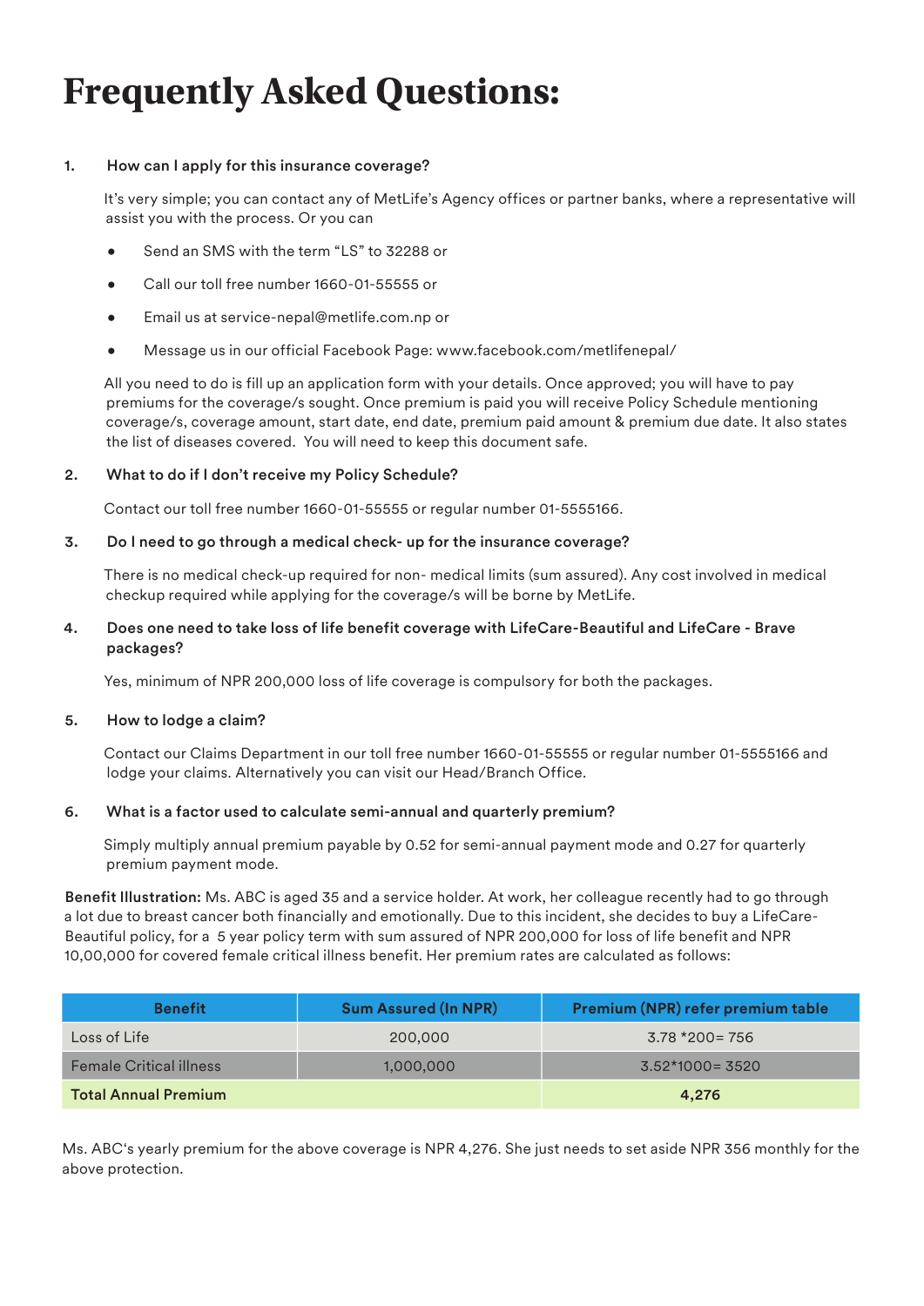# Frequently Asked Questions:

1. **How can I apply for this insurance coverage?**

   It's very simple; you can contact any of MetLife's Agency offices or partner banks, where a representative will assist you with the process. Or you can

   - Send an SMS with the term "LS" to 32288 or
   - Call our toll free number 1660-01-55555 or
   - Email us at service-nepal@metlife.com.np or
   - Message us in our official Facebook Page: www.facebook.com/metlifenepal/

   All you need to do is fill up an application form with your details. Once approved; you will have to pay premiums for the coverage/s sought. Once premium is paid you will receive Policy Schedule mentioning coverage/s, coverage amount, start date, end date, premium paid amount & premium due date. It also states the list of diseases covered. You will need to keep this document safe.

2. **What to do if I don't receive my Policy Schedule?**

   Contact our toll free number 1660-01-55555 or regular number 01-5555166.

3. **Do I need to go through a medical check- up for the insurance coverage?**

   There is no medical check-up required for non- medical limits (sum assured). Any cost involved in medical checkup required while applying for the coverage/s will be borne by MetLife.

4. **Does one need to take loss of life benefit coverage with LifeCare-Beautiful and LifeCare - Brave packages?**

   Yes, minimum of NPR 200,000 loss of life coverage is compulsory for both the packages.

5. **How to lodge a claim?**

   Contact our Claims Department in our toll free number 1660-01-55555 or regular number 01-5555166 and lodge your claims. Alternatively you can visit our Head/Branch Office.

6. **What is a factor used to calculate semi-annual and quarterly premium?**

   Simply multiply annual premium payable by 0.52 for semi-annual payment mode and 0.27 for quarterly premium payment mode.

**Benefit Illustration:** Ms. ABC is aged 35 and a service holder. At work, her colleague recently had to go through a lot due to breast cancer both financially and emotionally. Due to this incident, she decides to buy a LifeCare-Beautiful policy, for a 5 year policy term with sum assured of NPR 200,000 for loss of life benefit and NPR 10,00,000 for covered female critical illness benefit. Her premium rates are calculated as follows:

| Benefit | Sum Assured (In NPR) | Premium (NPR) refer premium table |
|---|---|---|
| Loss of Life | 200,000 | 3.78 *200= 756 |
| Female Critical illness | 1,000,000 | 3.52*1000= 3520 |
| **Total Annual Premium** | | **4,276** |

Ms. ABC's yearly premium for the above coverage is NPR 4,276. She just needs to set aside NPR 356 monthly for the above protection.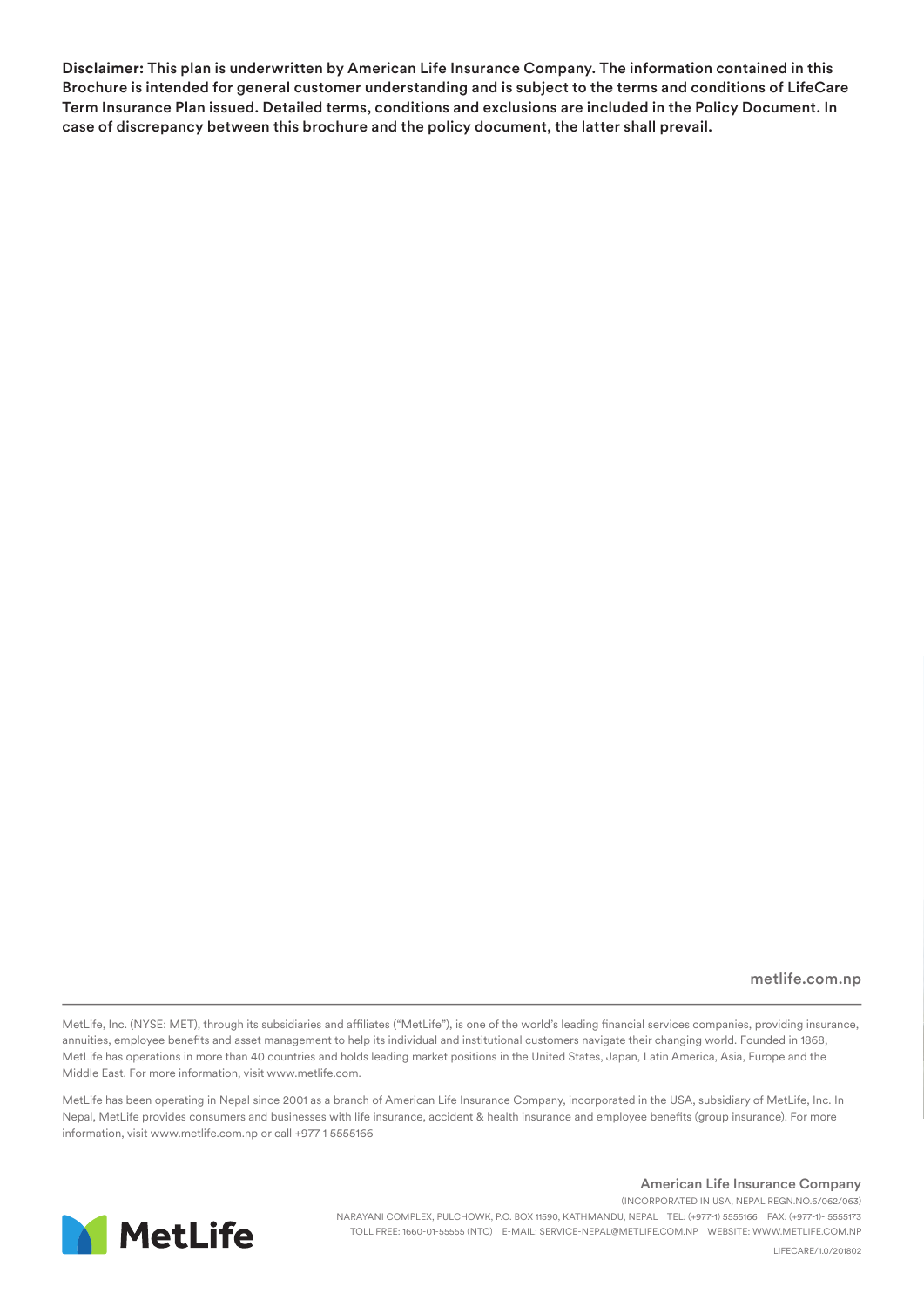**Disclaimer:** This plan is underwritten by American Life Insurance Company. The information contained in this Brochure is intended for general customer understanding and is subject to the terms and conditions of LifeCare Term Insurance Plan issued. Detailed terms, conditions and exclusions are included in the Policy Document. In case of discrepancy between this brochure and the policy document, the latter shall prevail.

metlife.com.np

MetLife, Inc. (NYSE: MET), through its subsidiaries and affiliates ("MetLife"), is one of the world's leading financial services companies, providing insurance, annuities, employee benefits and asset management to help its individual and institutional customers navigate their changing world. Founded in 1868, MetLife has operations in more than 40 countries and holds leading market positions in the United States, Japan, Latin America, Asia, Europe and the Middle East. For more information, visit www.metlife.com.

MetLife has been operating in Nepal since 2001 as a branch of American Life Insurance Company, incorporated in the USA, subsidiary of MetLife, Inc. In Nepal, MetLife provides consumers and businesses with life insurance, accident & health insurance and employee benefits (group insurance). For more information, visit www.metlife.com.np or call +977 1 5555166

MetLife

American Life Insurance Company

(INCORPORATED IN USA, NEPAL REGN.NO.6/062/063)

NARAYANI COMPLEX, PULCHOWK, P.O. BOX 11590, KATHMANDU, NEPAL TEL: (+977-1) 5555166 FAX: (+977-1)- 5555173

TOLL FREE: 1660-01-55555 (NTC) E-MAIL: SERVICE-NEPAL@METLIFE.COM.NP WEBSITE: WWW.METLIFE.COM.NP

LIFECARE/1.0/201802